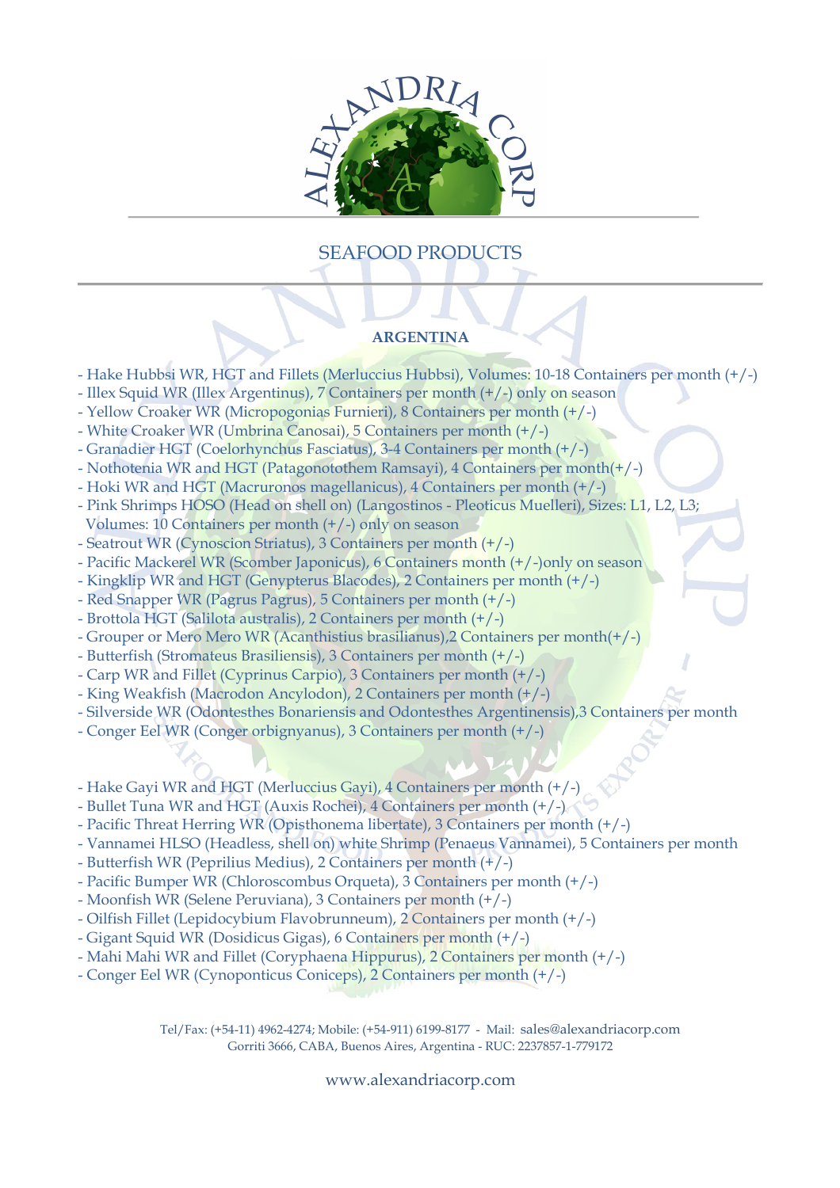## SEAFOOD PRODUCTS

### ARGENTINA

- Hake Hubbsi WR, HGT and Fillets (Merluccius Hubbsi), Volumes: 10-18 Containers per month (+/-)
- Illex Squid WR (Illex Argentinus), 7 Containers per month (+/-) only on season
- Yellow Croaker WR (Micropogonias Furnieri), 8 Containers per month (+/-)
- White Croaker WR (Umbrina Canosai), 5 Containers per month (+/-)
- Granadier HGT (Coelorhynchus Fasciatus), 3-4 Containers per month (+/-)
- Nothotenia WR and HGT (Patagonotothem Ramsayi), 4 Containers per month(+/-)
- Hoki WR and HGT (Macruronos magellanicus), 4 Containers per month (+/-)
- Pink Shrimps HOSO (Head on shell on) (Langostinos - Pleoticus Muelleri), Sizes: L1, L2, L3; Volumes: 10 Containers per month (+/-) only on season
- Seatrout WR (Cynoscion Striatus), 3 Containers per month (+/-)
- Pacific Mackerel WR (Scomber Japonicus), 6 Containers month (+/-)only on season
- Kingklip WR and HGT (Genypterus Blacodes), 2 Containers per month (+/-)
- Red Snapper WR (Pagrus Pagrus), 5 Containers per month (+/-)
- Brottola HGT (Salilota australis), 2 Containers per month (+/-)
- Grouper or Mero Mero WR (Acanthistius brasilianus),2 Containers per month(+/-)
- Butterfish (Stromateus Brasiliensis), 3 Containers per month (+/-)
- Carp WR and Fillet (Cyprinus Carpio), 3 Containers per month (+/-)
- King Weakfish (Macrodon Ancylodon), 2 Containers per month (+/-)
- Silverside WR (Odontesthes Bonariensis and Odontesthes Argentinensis),3 Containers per month
- Conger Eel WR (Conger orbignyanus), 3 Containers per month (+/-)

- Hake Gayi WR and HGT (Merluccius Gayi), 4 Containers per month (+/-)
- Bullet Tuna WR and HGT (Auxis Rochei), 4 Containers per month (+/-)
- Pacific Threat Herring WR (Opisthonema libertate), 3 Containers per month (+/-)
- Vannamei HLSO (Headless, shell on) white Shrimp (Penaeus Vannamei), 5 Containers per month
- Butterfish WR (Peprilius Medius), 2 Containers per month (+/-)
- Pacific Bumper WR (Chloroscombus Orqueta), 3 Containers per month (+/-)
- Moonfish WR (Selene Peruviana), 3 Containers per month (+/-)
- Oilfish Fillet (Lepidocybium Flavobrunneum), 2 Containers per month (+/-)
- Gigant Squid WR (Dosidicus Gigas), 6 Containers per month (+/-)
- Mahi Mahi WR and Fillet (Coryphaena Hippurus), 2 Containers per month (+/-)
- Conger Eel WR (Cynoponticus Coniceps), 2 Containers per month (+/-)

Tel/Fax: (+54-11) 4962-4274; Mobile: (+54-911) 6199-8177 - Mail: sales@alexandriacorp.com
Gorriti 3666, CABA, Buenos Aires, Argentina - RUC: 2237857-1-779172

www.alexandriacorp.com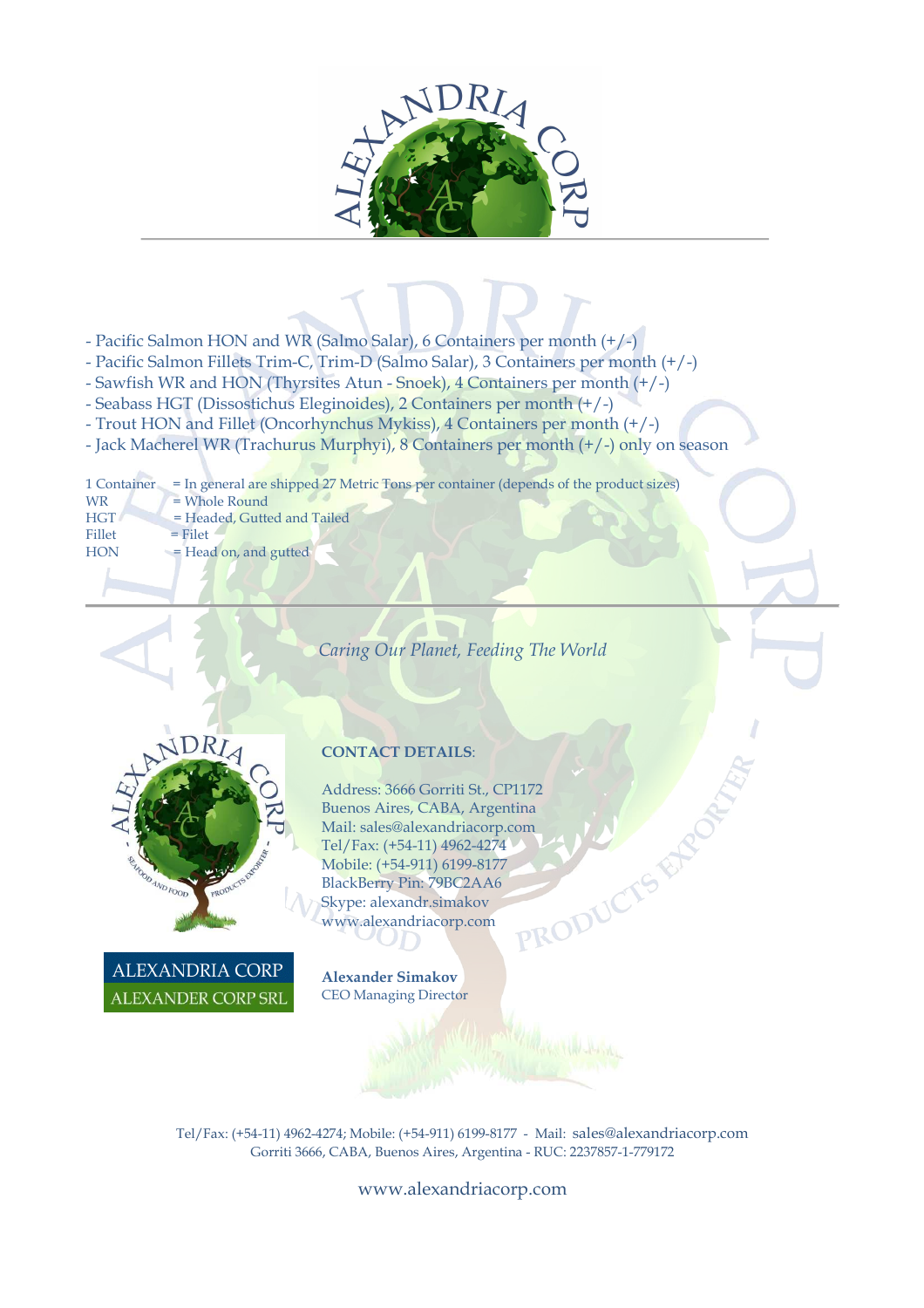- Pacific Salmon HON and WR (Salmo Salar), 6 Containers per month (+/-)
- Pacific Salmon Fillets Trim-C, Trim-D (Salmo Salar), 3 Containers per month (+/-)
- Sawfish WR and HON (Thyrsites Atun - Snoek), 4 Containers per month (+/-)
- Seabass HGT (Dissostichus Eleginoides), 2 Containers per month (+/-)
- Trout HON and Fillet (Oncorhynchus Mykiss), 4 Containers per month (+/-)
- Jack Macherel WR (Trachurus Murphyi), 8 Containers per month (+/-) only on season

| | |
|---|---|
| 1 Container | = In general are shipped 27 Metric Tons per container (depends of the product sizes) |
| WR | = Whole Round |
| HGT | = Headed, Gutted and Tailed |
| Fillet | = Filet |
| HON | = Head on, and gutted |

*Caring Our Planet, Feeding The World*

ALEXANDRIA CORP
ALEXANDER CORP SRL

**CONTACT DETAILS**:

Address: 3666 Gorriti St., CP1172
Buenos Aires, CABA, Argentina
Mail: sales@alexandriacorp.com
Tel/Fax: (+54-11) 4962-4274
Mobile: (+54-911) 6199-8177
BlackBerry Pin: 79BC2AA6
Skype: alexandr.simakov
www.alexandriacorp.com

**Alexander Simakov**
CEO Managing Director

Tel/Fax: (+54-11) 4962-4274; Mobile: (+54-911) 6199-8177 - Mail: sales@alexandriacorp.com
Gorriti 3666, CABA, Buenos Aires, Argentina - RUC: 2237857-1-779172

www.alexandriacorp.com